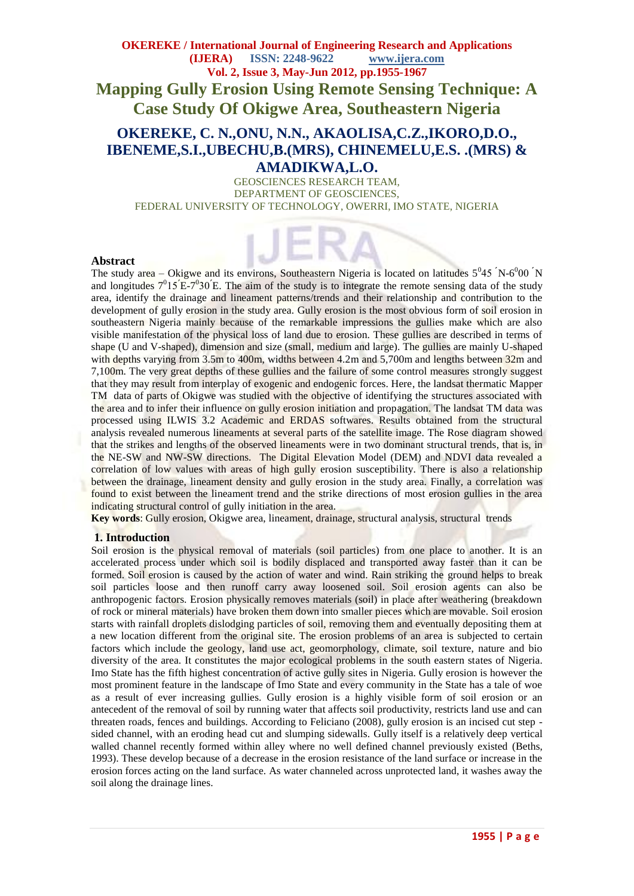# Mapping Gully Erosion Using Remote Sensing Technique: A Case Study Of Okigwe Area, Southeastern Nigeria

## OKEREKE, C. N.,ONU, N.N., AKAOLISA,C.Z.,IKORO,D.O., IBENEME,S.I.,UBECHU,B.(MRS), CHINEMELU,E.S. .(MRS) & AMADIKWA,L.O.

GEOSCIENCES RESEARCH TEAM,
DEPARTMENT OF GEOSCIENCES,
FEDERAL UNIVERSITY OF TECHNOLOGY, OWERRI, IMO STATE, NIGERIA

## Abstract

The study area – Okigwe and its environs, Southeastern Nigeria is located on latitudes $5^0 45'$N-$6^0 00'$N and longitudes $7^0 15'$E-$7^0 30'$E. The aim of the study is to integrate the remote sensing data of the study area, identify the drainage and lineament patterns/trends and their relationship and contribution to the development of gully erosion in the study area. Gully erosion is the most obvious form of soil erosion in southeastern Nigeria mainly because of the remarkable impressions the gullies make which are also visible manifestation of the physical loss of land due to erosion. These gullies are described in terms of shape (U and V-shaped), dimension and size (small, medium and large). The gullies are mainly U-shaped with depths varying from 3.5m to 400m, widths between 4.2m and 5,700m and lengths between 32m and 7,100m. The very great depths of these gullies and the failure of some control measures strongly suggest that they may result from interplay of exogenic and endogenic forces. Here, the landsat thermatic Mapper TM data of parts of Okigwe was studied with the objective of identifying the structures associated with the area and to infer their influence on gully erosion initiation and propagation. The landsat TM data was processed using ILWIS 3.2 Academic and ERDAS softwares. Results obtained from the structural analysis revealed numerous lineaments at several parts of the satellite image. The Rose diagram showed that the strikes and lengths of the observed lineaments were in two dominant structural trends, that is, in the NE-SW and NW-SW directions. The Digital Elevation Model (DEM) and NDVI data revealed a correlation of low values with areas of high gully erosion susceptibility. There is also a relationship between the drainage, lineament density and gully erosion in the study area. Finally, a correlation was found to exist between the lineament trend and the strike directions of most erosion gullies in the area indicating structural control of gully initiation in the area.

**Key words**: Gully erosion, Okigwe area, lineament, drainage, structural analysis, structural trends

## 1. Introduction

Soil erosion is the physical removal of materials (soil particles) from one place to another. It is an accelerated process under which soil is bodily displaced and transported away faster than it can be formed. Soil erosion is caused by the action of water and wind. Rain striking the ground helps to break soil particles loose and then runoff carry away loosened soil. Soil erosion agents can also be anthropogenic factors. Erosion physically removes materials (soil) in place after weathering (breakdown of rock or mineral materials) have broken them down into smaller pieces which are movable. Soil erosion starts with rainfall droplets dislodging particles of soil, removing them and eventually depositing them at a new location different from the original site. The erosion problems of an area is subjected to certain factors which include the geology, land use act, geomorphology, climate, soil texture, nature and bio diversity of the area. It constitutes the major ecological problems in the south eastern states of Nigeria. Imo State has the fifth highest concentration of active gully sites in Nigeria. Gully erosion is however the most prominent feature in the landscape of Imo State and every community in the State has a tale of woe as a result of ever increasing gullies. Gully erosion is a highly visible form of soil erosion or an antecedent of the removal of soil by running water that affects soil productivity, restricts land use and can threaten roads, fences and buildings. According to Feliciano (2008), gully erosion is an incised cut step - sided channel, with an eroding head cut and slumping sidewalls. Gully itself is a relatively deep vertical walled channel recently formed within alley where no well defined channel previously existed (Beths, 1993). These develop because of a decrease in the erosion resistance of the land surface or increase in the erosion forces acting on the land surface. As water channeled across unprotected land, it washes away the soil along the drainage lines.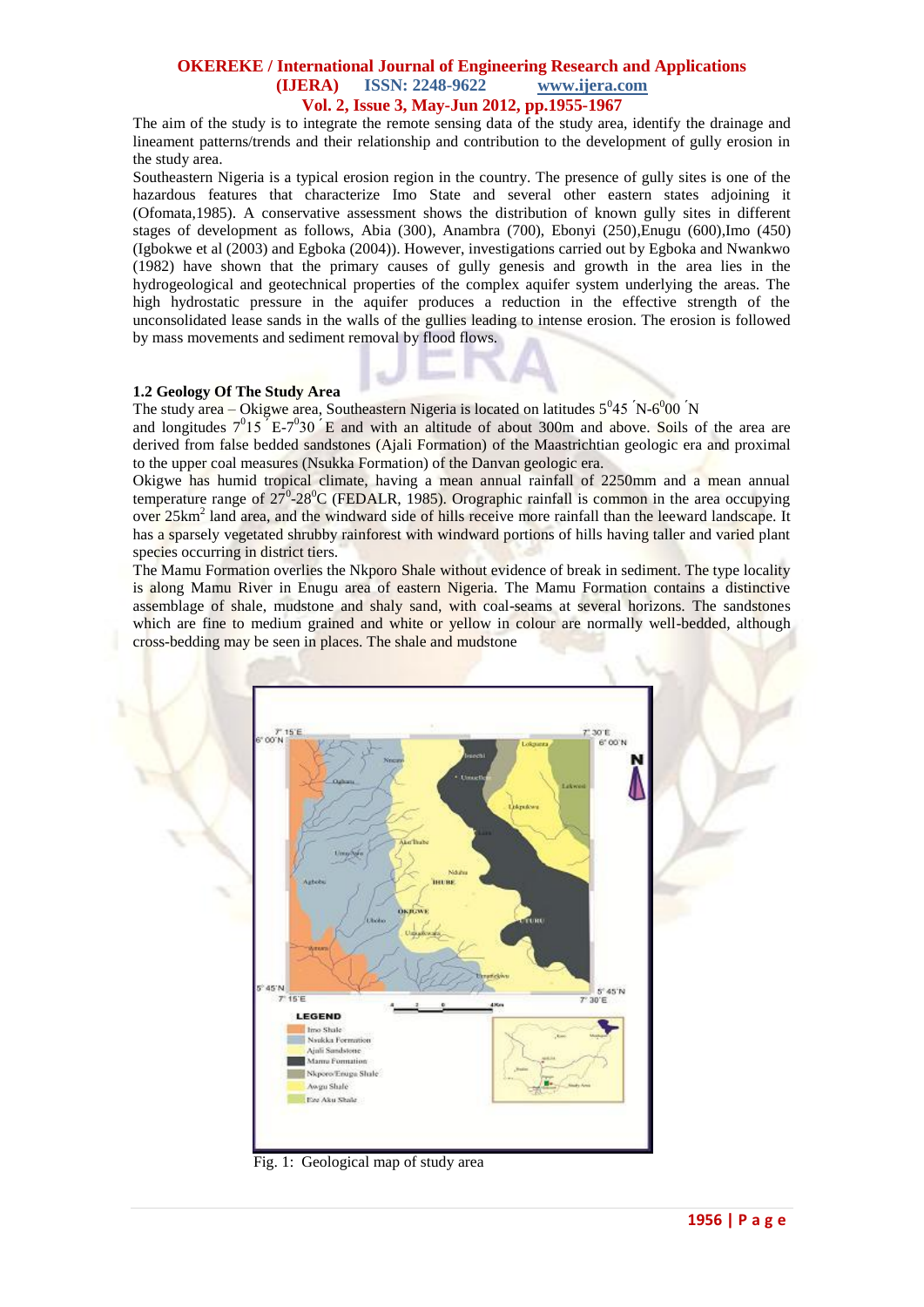The aim of the study is to integrate the remote sensing data of the study area, identify the drainage and lineament patterns/trends and their relationship and contribution to the development of gully erosion in the study area.

Southeastern Nigeria is a typical erosion region in the country. The presence of gully sites is one of the hazardous features that characterize Imo State and several other eastern states adjoining it (Ofomata,1985). A conservative assessment shows the distribution of known gully sites in different stages of development as follows, Abia (300), Anambra (700), Ebonyi (250),Enugu (600),Imo (450) (Igbokwe et al (2003) and Egboka (2004)). However, investigations carried out by Egboka and Nwankwo (1982) have shown that the primary causes of gully genesis and growth in the area lies in the hydrogeological and geotechnical properties of the complex aquifer system underlying the areas. The high hydrostatic pressure in the aquifer produces a reduction in the effective strength of the unconsolidated lease sands in the walls of the gullies leading to intense erosion. The erosion is followed by mass movements and sediment removal by flood flows.

### 1.2 Geology Of The Study Area

The study area – Okigwe area, Southeastern Nigeria is located on latitudes $5^0 45'$N-$6^0 00'$N and longitudes $7^0 15'$E-$7^0 30'$E and with an altitude of about 300m and above. Soils of the area are derived from false bedded sandstones (Ajali Formation) of the Maastrichtian geologic era and proximal to the upper coal measures (Nsukka Formation) of the Danvan geologic era.

Okigwe has humid tropical climate, having a mean annual rainfall of 2250mm and a mean annual temperature range of $27^0$-$28^0$C (FEDALR, 1985). Orographic rainfall is common in the area occupying over 25km$^2$ land area, and the windward side of hills receive more rainfall than the leeward landscape. It has a sparsely vegetated shrubby rainforest with windward portions of hills having taller and varied plant species occurring in district tiers.

The Mamu Formation overlies the Nkporo Shale without evidence of break in sediment. The type locality is along Mamu River in Enugu area of eastern Nigeria. The Mamu Formation contains a distinctive assemblage of shale, mudstone and shaly sand, with coal-seams at several horizons. The sandstones which are fine to medium grained and white or yellow in colour are normally well-bedded, although cross-bedding may be seen in places. The shale and mudstone

Fig. 1: Geological map of study area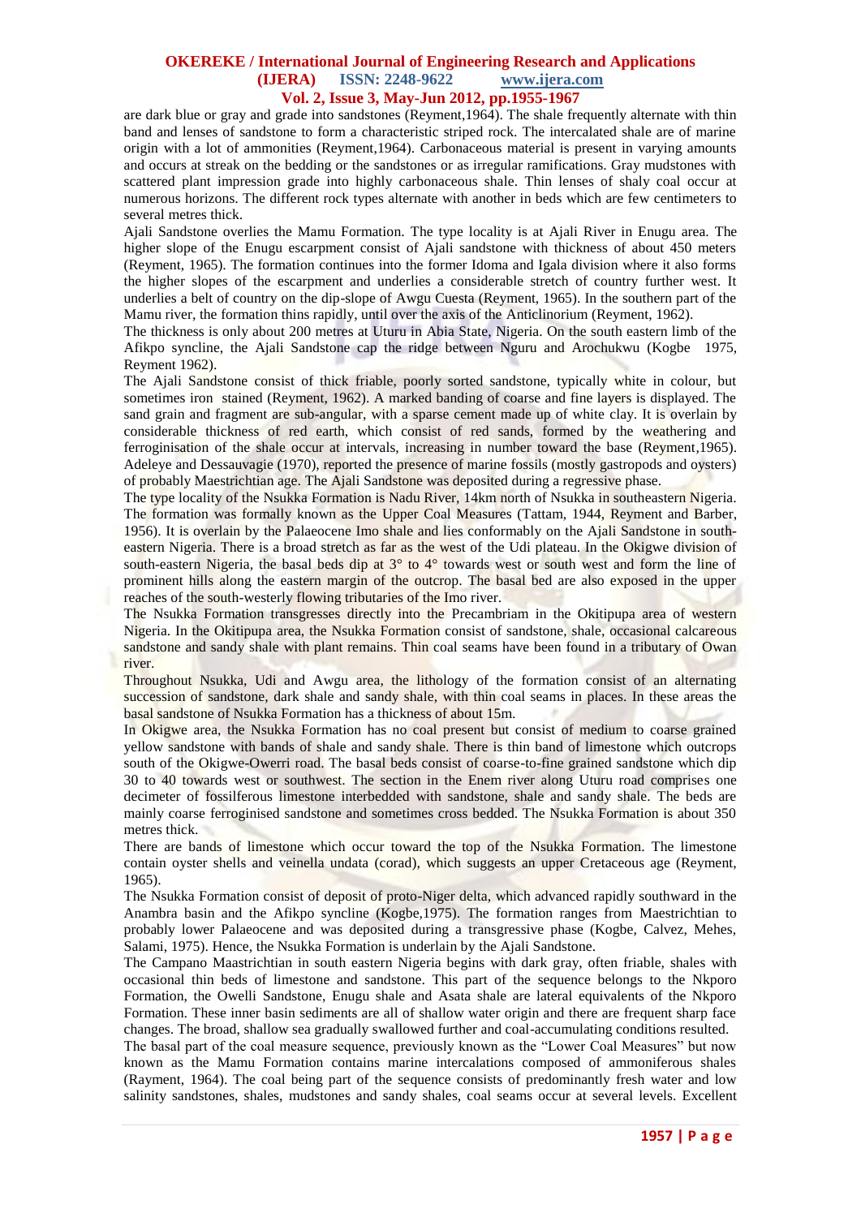are dark blue or gray and grade into sandstones (Reyment,1964). The shale frequently alternate with thin band and lenses of sandstone to form a characteristic striped rock. The intercalated shale are of marine origin with a lot of ammonities (Reyment,1964). Carbonaceous material is present in varying amounts and occurs at streak on the bedding or the sandstones or as irregular ramifications. Gray mudstones with scattered plant impression grade into highly carbonaceous shale. Thin lenses of shaly coal occur at numerous horizons. The different rock types alternate with another in beds which are few centimeters to several metres thick.

Ajali Sandstone overlies the Mamu Formation. The type locality is at Ajali River in Enugu area. The higher slope of the Enugu escarpment consist of Ajali sandstone with thickness of about 450 meters (Reyment, 1965). The formation continues into the former Idoma and Igala division where it also forms the higher slopes of the escarpment and underlies a considerable stretch of country further west. It underlies a belt of country on the dip-slope of Awgu Cuesta (Reyment, 1965). In the southern part of the Mamu river, the formation thins rapidly, until over the axis of the Anticlinorium (Reyment, 1962).

The thickness is only about 200 metres at Uturu in Abia State, Nigeria. On the south eastern limb of the Afikpo syncline, the Ajali Sandstone cap the ridge between Nguru and Arochukwu (Kogbe 1975, Reyment 1962).

The Ajali Sandstone consist of thick friable, poorly sorted sandstone, typically white in colour, but sometimes iron stained (Reyment, 1962). A marked banding of coarse and fine layers is displayed. The sand grain and fragment are sub-angular, with a sparse cement made up of white clay. It is overlain by considerable thickness of red earth, which consist of red sands, formed by the weathering and ferroginisation of the shale occur at intervals, increasing in number toward the base (Reyment,1965). Adeleye and Dessauvagie (1970), reported the presence of marine fossils (mostly gastropods and oysters) of probably Maestrichtian age. The Ajali Sandstone was deposited during a regressive phase.

The type locality of the Nsukka Formation is Nadu River, 14km north of Nsukka in southeastern Nigeria. The formation was formally known as the Upper Coal Measures (Tattam, 1944, Reyment and Barber, 1956). It is overlain by the Palaeocene Imo shale and lies conformably on the Ajali Sandstone in south-eastern Nigeria. There is a broad stretch as far as the west of the Udi plateau. In the Okigwe division of south-eastern Nigeria, the basal beds dip at 3° to 4° towards west or south west and form the line of prominent hills along the eastern margin of the outcrop. The basal bed are also exposed in the upper reaches of the south-westerly flowing tributaries of the Imo river.

The Nsukka Formation transgresses directly into the Precambriam in the Okitipupa area of western Nigeria. In the Okitipupa area, the Nsukka Formation consist of sandstone, shale, occasional calcareous sandstone and sandy shale with plant remains. Thin coal seams have been found in a tributary of Owan river.

Throughout Nsukka, Udi and Awgu area, the lithology of the formation consist of an alternating succession of sandstone, dark shale and sandy shale, with thin coal seams in places. In these areas the basal sandstone of Nsukka Formation has a thickness of about 15m.

In Okigwe area, the Nsukka Formation has no coal present but consist of medium to coarse grained yellow sandstone with bands of shale and sandy shale. There is thin band of limestone which outcrops south of the Okigwe-Owerri road. The basal beds consist of coarse-to-fine grained sandstone which dip 30 to 40 towards west or southwest. The section in the Enem river along Uturu road comprises one decimeter of fossilferous limestone interbedded with sandstone, shale and sandy shale. The beds are mainly coarse ferroginised sandstone and sometimes cross bedded. The Nsukka Formation is about 350 metres thick.

There are bands of limestone which occur toward the top of the Nsukka Formation. The limestone contain oyster shells and veinella undata (corad), which suggests an upper Cretaceous age (Reyment, 1965).

The Nsukka Formation consist of deposit of proto-Niger delta, which advanced rapidly southward in the Anambra basin and the Afikpo syncline (Kogbe,1975). The formation ranges from Maestrichtian to probably lower Palaeocene and was deposited during a transgressive phase (Kogbe, Calvez, Mehes, Salami, 1975). Hence, the Nsukka Formation is underlain by the Ajali Sandstone.

The Campano Maastrichtian in south eastern Nigeria begins with dark gray, often friable, shales with occasional thin beds of limestone and sandstone. This part of the sequence belongs to the Nkporo Formation, the Owelli Sandstone, Enugu shale and Asata shale are lateral equivalents of the Nkporo Formation. These inner basin sediments are all of shallow water origin and there are frequent sharp face changes. The broad, shallow sea gradually swallowed further and coal-accumulating conditions resulted.

The basal part of the coal measure sequence, previously known as the "Lower Coal Measures" but now known as the Mamu Formation contains marine intercalations composed of ammoniferous shales (Rayment, 1964). The coal being part of the sequence consists of predominantly fresh water and low salinity sandstones, shales, mudstones and sandy shales, coal seams occur at several levels. Excellent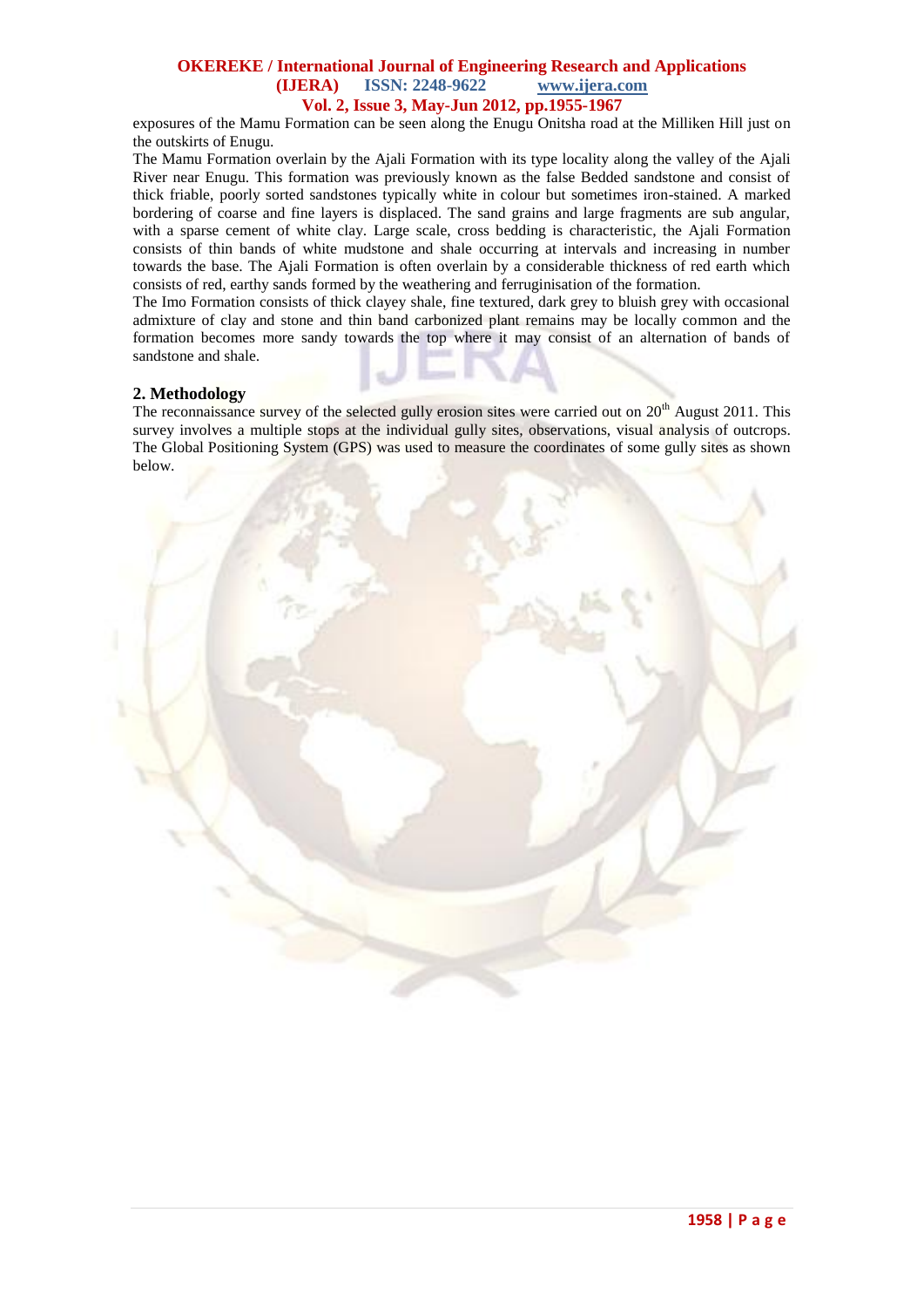exposures of the Mamu Formation can be seen along the Enugu Onitsha road at the Milliken Hill just on the outskirts of Enugu.

The Mamu Formation overlain by the Ajali Formation with its type locality along the valley of the Ajali River near Enugu. This formation was previously known as the false Bedded sandstone and consist of thick friable, poorly sorted sandstones typically white in colour but sometimes iron-stained. A marked bordering of coarse and fine layers is displaced. The sand grains and large fragments are sub angular, with a sparse cement of white clay. Large scale, cross bedding is characteristic, the Ajali Formation consists of thin bands of white mudstone and shale occurring at intervals and increasing in number towards the base. The Ajali Formation is often overlain by a considerable thickness of red earth which consists of red, earthy sands formed by the weathering and ferruginisation of the formation.

The Imo Formation consists of thick clayey shale, fine textured, dark grey to bluish grey with occasional admixture of clay and stone and thin band carbonized plant remains may be locally common and the formation becomes more sandy towards the top where it may consist of an alternation of bands of sandstone and shale.

## 2. Methodology

The reconnaissance survey of the selected gully erosion sites were carried out on 20th August 2011. This survey involves a multiple stops at the individual gully sites, observations, visual analysis of outcrops. The Global Positioning System (GPS) was used to measure the coordinates of some gully sites as shown below.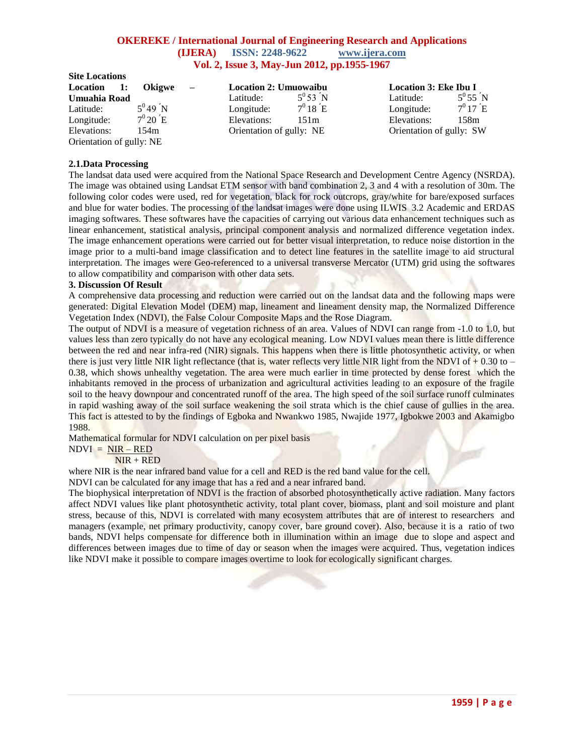**Site Locations**

**Location 1: Okigwe – Umuahia Road**
Latitude: $5^0 49´$N
Longitude: $7^0 20´$E
Elevations: 154m
Orientation of gully: NE

**Location 2: Umuowaibu**
Latitude: $5^0 53´$N
Longitude: $7^0 18´$E
Elevations: 151m
Orientation of gully: NE

**Location 3: Eke Ibu I**
Latitude: $5^0 55´$N
Longitude: $7^0 17´$E
Elevations: 158m
Orientation of gully: SW

### 2.1.Data Processing

The landsat data used were acquired from the National Space Research and Development Centre Agency (NSRDA). The image was obtained using Landsat ETM sensor with band combination 2, 3 and 4 with a resolution of 30m. The following color codes were used, red for vegetation, black for rock outcrops, gray/white for bare/exposed surfaces and blue for water bodies. The processing of the landsat images were done using ILWIS 3.2 Academic and ERDAS imaging softwares. These softwares have the capacities of carrying out various data enhancement techniques such as linear enhancement, statistical analysis, principal component analysis and normalized difference vegetation index. The image enhancement operations were carried out for better visual interpretation, to reduce noise distortion in the image prior to a multi-band image classification and to detect line features in the satellite image to aid structural interpretation. The images were Geo-referenced to a universal transverse Mercator (UTM) grid using the softwares to allow compatibility and comparison with other data sets.

## 3. Discussion Of Result

A comprehensive data processing and reduction were carried out on the landsat data and the following maps were generated: Digital Elevation Model (DEM) map, lineament and lineament density map, the Normalized Difference Vegetation Index (NDVI), the False Colour Composite Maps and the Rose Diagram.

The output of NDVI is a measure of vegetation richness of an area. Values of NDVI can range from -1.0 to 1.0, but values less than zero typically do not have any ecological meaning. Low NDVI values mean there is little difference between the red and near infra-red (NIR) signals. This happens when there is little photosynthetic activity, or when there is just very little NIR light reflectance (that is, water reflects very little NIR light from the NDVI of + 0.30 to – 0.38, which shows unhealthy vegetation. The area were much earlier in time protected by dense forest which the inhabitants removed in the process of urbanization and agricultural activities leading to an exposure of the fragile soil to the heavy downpour and concentrated runoff of the area. The high speed of the soil surface runoff culminates in rapid washing away of the soil surface weakening the soil strata which is the chief cause of gullies in the area. This fact is attested to by the findings of Egboka and Nwankwo 1985, Nwajide 1977, Igbokwe 2003 and Akamigbo 1988.

Mathematical formular for NDVI calculation on per pixel basis

$$NDVI = \frac{NIR - RED}{NIR + RED}$$

where NIR is the near infrared band value for a cell and RED is the red band value for the cell.

NDVI can be calculated for any image that has a red and a near infrared band.

The biophysical interpretation of NDVI is the fraction of absorbed photosynthetically active radiation. Many factors affect NDVI values like plant photosynthetic activity, total plant cover, biomass, plant and soil moisture and plant stress, because of this, NDVI is correlated with many ecosystem attributes that are of interest to researchers and managers (example, net primary productivity, canopy cover, bare ground cover). Also, because it is a ratio of two bands, NDVI helps compensate for difference both in illumination within an image due to slope and aspect and differences between images due to time of day or season when the images were acquired. Thus, vegetation indices like NDVI make it possible to compare images overtime to look for ecologically significant charges.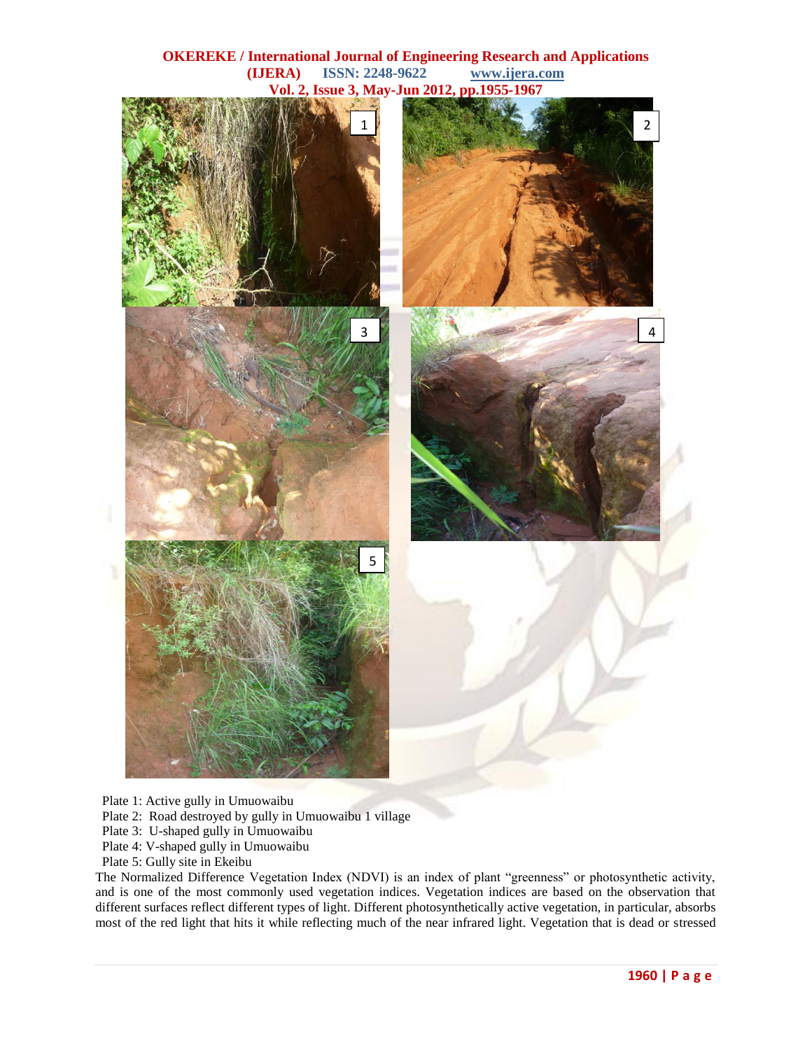Plate 1: Active gully in Umuowaibu

Plate 2: Road destroyed by gully in Umuowaibu 1 village

Plate 3: U-shaped gully in Umuowaibu

Plate 4: V-shaped gully in Umuowaibu

Plate 5: Gully site in Ekeibu

The Normalized Difference Vegetation Index (NDVI) is an index of plant "greenness" or photosynthetic activity, and is one of the most commonly used vegetation indices. Vegetation indices are based on the observation that different surfaces reflect different types of light. Different photosynthetically active vegetation, in particular, absorbs most of the red light that hits it while reflecting much of the near infrared light. Vegetation that is dead or stressed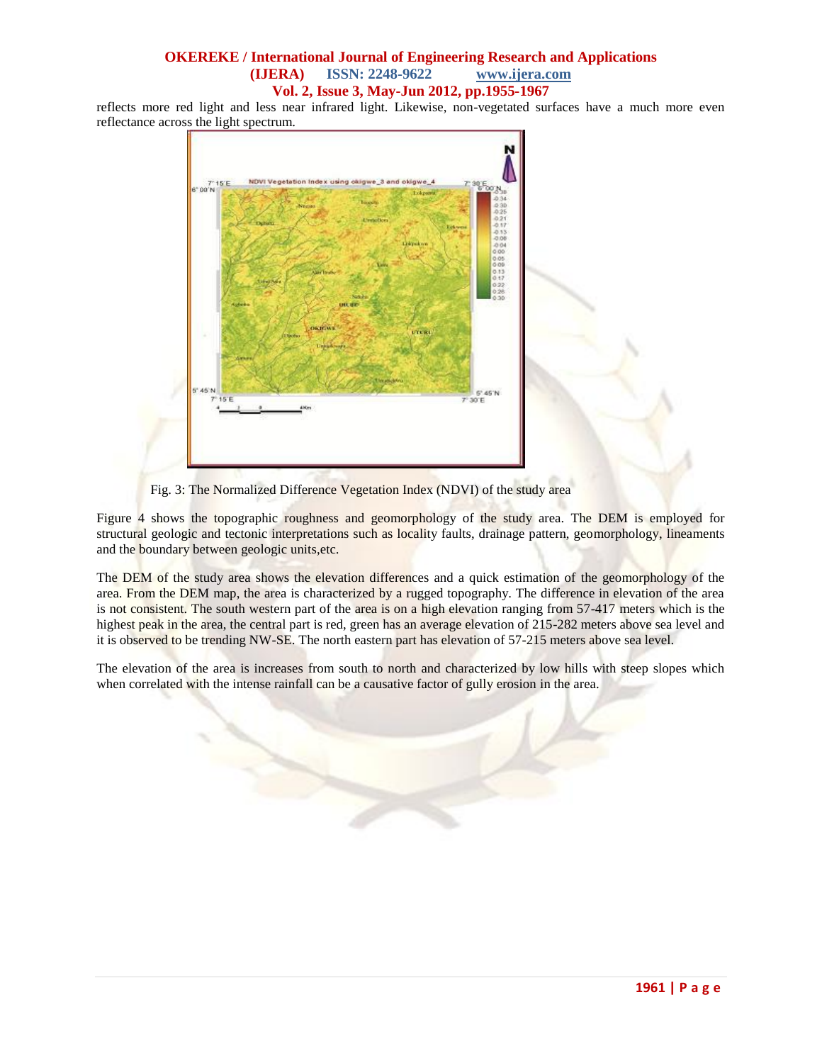reflects more red light and less near infrared light. Likewise, non-vegetated surfaces have a much more even reflectance across the light spectrum.

Fig. 3: The Normalized Difference Vegetation Index (NDVI) of the study area

Figure 4 shows the topographic roughness and geomorphology of the study area. The DEM is employed for structural geologic and tectonic interpretations such as locality faults, drainage pattern, geomorphology, lineaments and the boundary between geologic units,etc.

The DEM of the study area shows the elevation differences and a quick estimation of the geomorphology of the area. From the DEM map, the area is characterized by a rugged topography. The difference in elevation of the area is not consistent. The south western part of the area is on a high elevation ranging from 57-417 meters which is the highest peak in the area, the central part is red, green has an average elevation of 215-282 meters above sea level and it is observed to be trending NW-SE. The north eastern part has elevation of 57-215 meters above sea level.

The elevation of the area is increases from south to north and characterized by low hills with steep slopes which when correlated with the intense rainfall can be a causative factor of gully erosion in the area.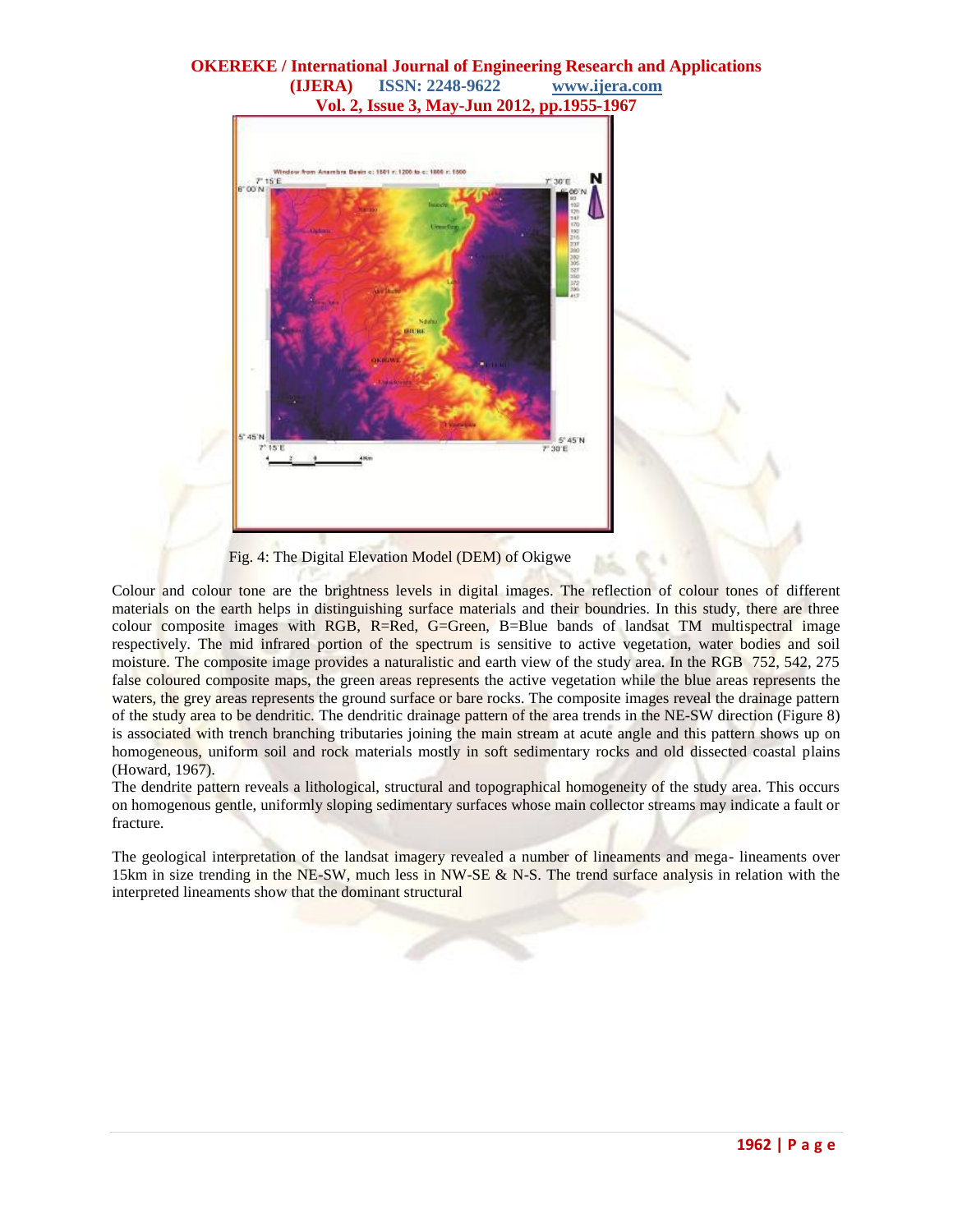Fig. 4: The Digital Elevation Model (DEM) of Okigwe

Colour and colour tone are the brightness levels in digital images. The reflection of colour tones of different materials on the earth helps in distinguishing surface materials and their boundries. In this study, there are three colour composite images with RGB, R=Red, G=Green, B=Blue bands of landsat TM multispectral image respectively. The mid infrared portion of the spectrum is sensitive to active vegetation, water bodies and soil moisture. The composite image provides a naturalistic and earth view of the study area. In the RGB 752, 542, 275 false coloured composite maps, the green areas represents the active vegetation while the blue areas represents the waters, the grey areas represents the ground surface or bare rocks. The composite images reveal the drainage pattern of the study area to be dendritic. The dendritic drainage pattern of the area trends in the NE-SW direction (Figure 8) is associated with trench branching tributaries joining the main stream at acute angle and this pattern shows up on homogeneous, uniform soil and rock materials mostly in soft sedimentary rocks and old dissected coastal plains (Howard, 1967).

The dendrite pattern reveals a lithological, structural and topographical homogeneity of the study area. This occurs on homogenous gentle, uniformly sloping sedimentary surfaces whose main collector streams may indicate a fault or fracture.

The geological interpretation of the landsat imagery revealed a number of lineaments and mega- lineaments over 15km in size trending in the NE-SW, much less in NW-SE & N-S. The trend surface analysis in relation with the interpreted lineaments show that the dominant structural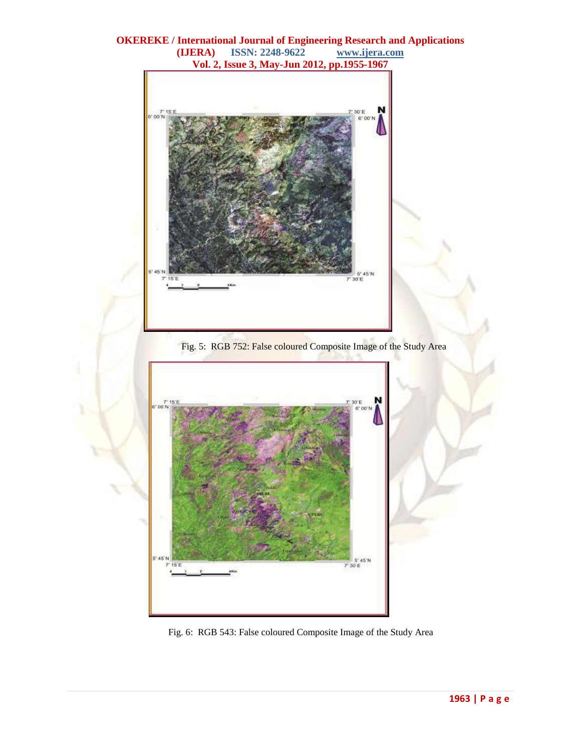Fig. 5: RGB 752: False coloured Composite Image of the Study Area

Fig. 6: RGB 543: False coloured Composite Image of the Study Area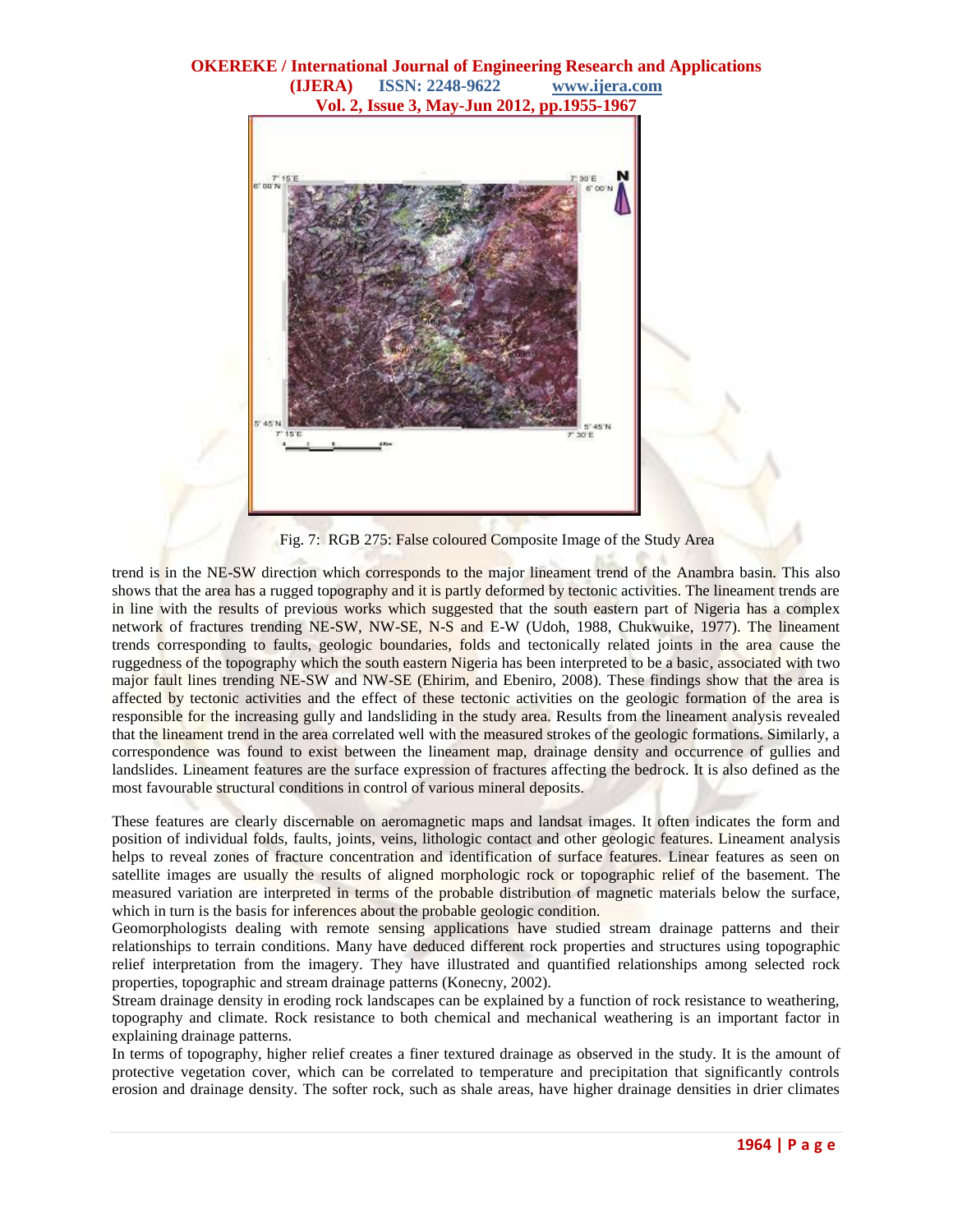Fig. 7: RGB 275: False coloured Composite Image of the Study Area

trend is in the NE-SW direction which corresponds to the major lineament trend of the Anambra basin. This also shows that the area has a rugged topography and it is partly deformed by tectonic activities. The lineament trends are in line with the results of previous works which suggested that the south eastern part of Nigeria has a complex network of fractures trending NE-SW, NW-SE, N-S and E-W (Udoh, 1988, Chukwuike, 1977). The lineament trends corresponding to faults, geologic boundaries, folds and tectonically related joints in the area cause the ruggedness of the topography which the south eastern Nigeria has been interpreted to be a basic, associated with two major fault lines trending NE-SW and NW-SE (Ehirim, and Ebeniro, 2008). These findings show that the area is affected by tectonic activities and the effect of these tectonic activities on the geologic formation of the area is responsible for the increasing gully and landsliding in the study area. Results from the lineament analysis revealed that the lineament trend in the area correlated well with the measured strokes of the geologic formations. Similarly, a correspondence was found to exist between the lineament map, drainage density and occurrence of gullies and landslides. Lineament features are the surface expression of fractures affecting the bedrock. It is also defined as the most favourable structural conditions in control of various mineral deposits.

These features are clearly discernable on aeromagnetic maps and landsat images. It often indicates the form and position of individual folds, faults, joints, veins, lithologic contact and other geologic features. Lineament analysis helps to reveal zones of fracture concentration and identification of surface features. Linear features as seen on satellite images are usually the results of aligned morphologic rock or topographic relief of the basement. The measured variation are interpreted in terms of the probable distribution of magnetic materials below the surface, which in turn is the basis for inferences about the probable geologic condition.

Geomorphologists dealing with remote sensing applications have studied stream drainage patterns and their relationships to terrain conditions. Many have deduced different rock properties and structures using topographic relief interpretation from the imagery. They have illustrated and quantified relationships among selected rock properties, topographic and stream drainage patterns (Konecny, 2002).

Stream drainage density in eroding rock landscapes can be explained by a function of rock resistance to weathering, topography and climate. Rock resistance to both chemical and mechanical weathering is an important factor in explaining drainage patterns.

In terms of topography, higher relief creates a finer textured drainage as observed in the study. It is the amount of protective vegetation cover, which can be correlated to temperature and precipitation that significantly controls erosion and drainage density. The softer rock, such as shale areas, have higher drainage densities in drier climates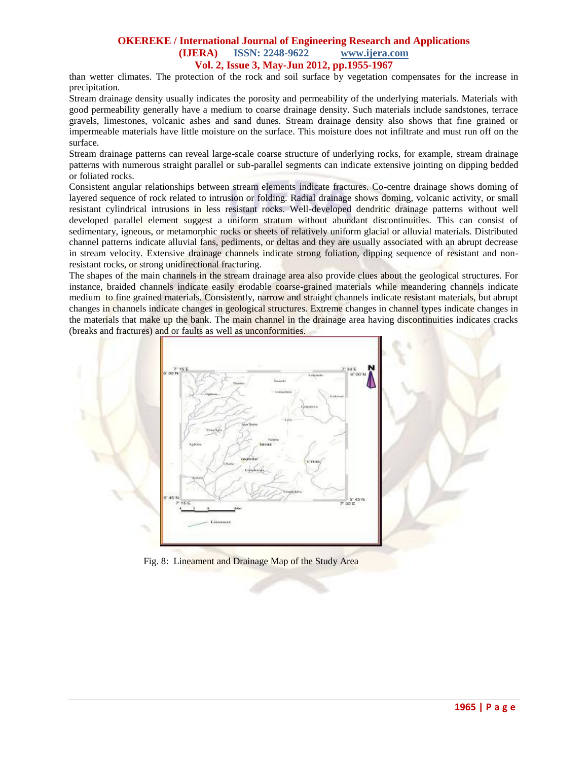than wetter climates. The protection of the rock and soil surface by vegetation compensates for the increase in precipitation.

Stream drainage density usually indicates the porosity and permeability of the underlying materials. Materials with good permeability generally have a medium to coarse drainage density. Such materials include sandstones, terrace gravels, limestones, volcanic ashes and sand dunes. Stream drainage density also shows that fine grained or impermeable materials have little moisture on the surface. This moisture does not infiltrate and must run off on the surface.

Stream drainage patterns can reveal large-scale coarse structure of underlying rocks, for example, stream drainage patterns with numerous straight parallel or sub-parallel segments can indicate extensive jointing on dipping bedded or foliated rocks.

Consistent angular relationships between stream elements indicate fractures. Co-centre drainage shows doming of layered sequence of rock related to intrusion or folding. Radial drainage shows doming, volcanic activity, or small resistant cylindrical intrusions in less resistant rocks. Well-developed dendritic drainage patterns without well developed parallel element suggest a uniform stratum without abundant discontinuities. This can consist of sedimentary, igneous, or metamorphic rocks or sheets of relatively uniform glacial or alluvial materials. Distributed channel patterns indicate alluvial fans, pediments, or deltas and they are usually associated with an abrupt decrease in stream velocity. Extensive drainage channels indicate strong foliation, dipping sequence of resistant and non-resistant rocks, or strong unidirectional fracturing.

The shapes of the main channels in the stream drainage area also provide clues about the geological structures. For instance, braided channels indicate easily erodable coarse-grained materials while meandering channels indicate medium to fine grained materials. Consistently, narrow and straight channels indicate resistant materials, but abrupt changes in channels indicate changes in geological structures. Extreme changes in channel types indicate changes in the materials that make up the bank. The main channel in the drainage area having discontinuities indicates cracks (breaks and fractures) and or faults as well as unconformities.

Fig. 8: Lineament and Drainage Map of the Study Area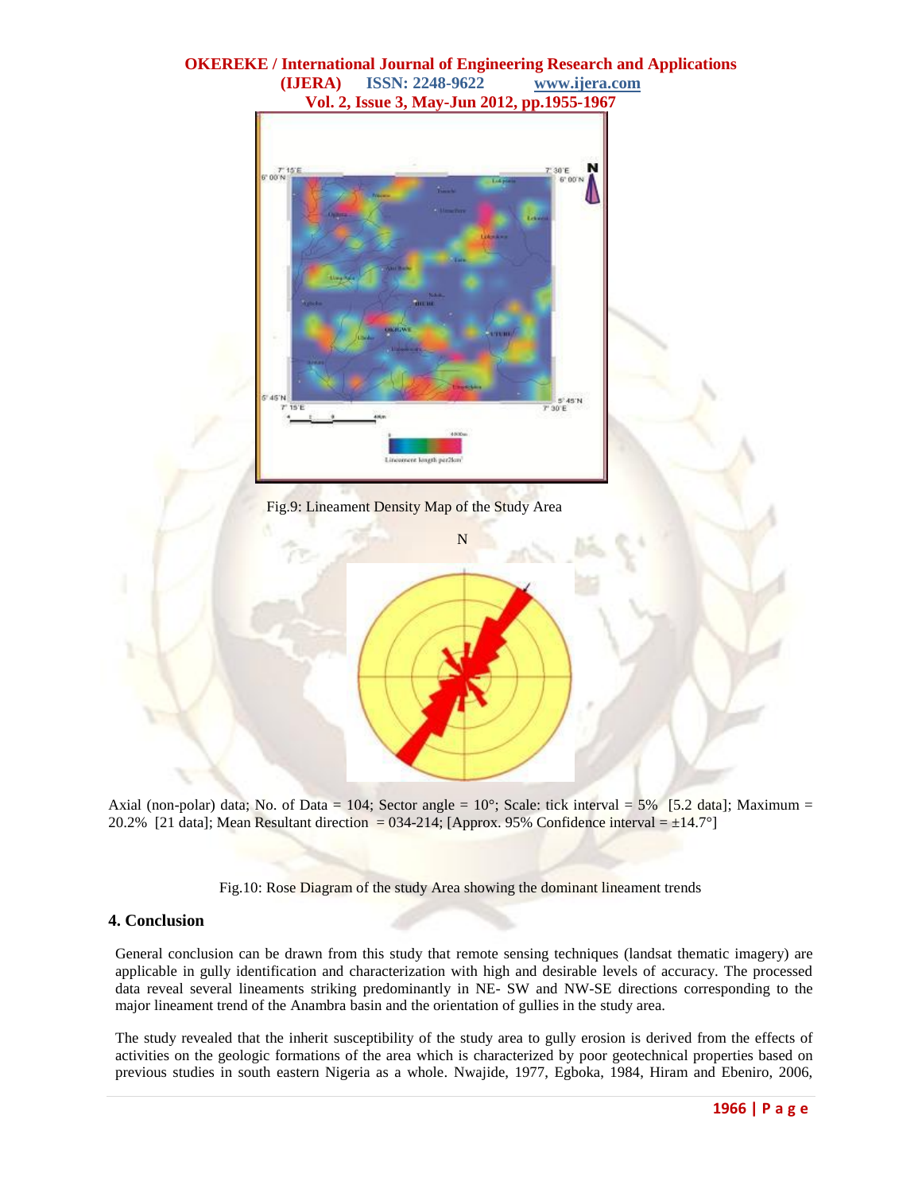Fig.9: Lineament Density Map of the Study Area

Axial (non-polar) data; No. of Data = 104; Sector angle = 10°; Scale: tick interval = 5% [5.2 data]; Maximum = 20.2% [21 data]; Mean Resultant direction = 034-214; [Approx. 95% Confidence interval = ±14.7°]

Fig.10: Rose Diagram of the study Area showing the dominant lineament trends

## 4. Conclusion

General conclusion can be drawn from this study that remote sensing techniques (landsat thematic imagery) are applicable in gully identification and characterization with high and desirable levels of accuracy. The processed data reveal several lineaments striking predominantly in NE- SW and NW-SE directions corresponding to the major lineament trend of the Anambra basin and the orientation of gullies in the study area.

The study revealed that the inherit susceptibility of the study area to gully erosion is derived from the effects of activities on the geologic formations of the area which is characterized by poor geotechnical properties based on previous studies in south eastern Nigeria as a whole. Nwajide, 1977, Egboka, 1984, Hiram and Ebeniro, 2006,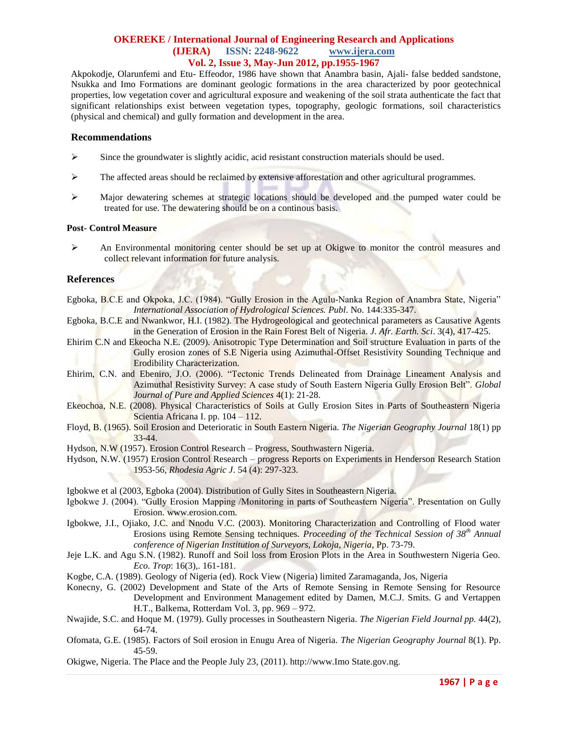Akpokodje, Olarunfemi and Etu- Effeodor, 1986 have shown that Anambra basin, Ajali- false bedded sandstone, Nsukka and Imo Formations are dominant geologic formations in the area characterized by poor geotechnical properties, low vegetation cover and agricultural exposure and weakening of the soil strata authenticate the fact that significant relationships exist between vegetation types, topography, geologic formations, soil characteristics (physical and chemical) and gully formation and development in the area.

## Recommendations

- Since the groundwater is slightly acidic, acid resistant construction materials should be used.
- The affected areas should be reclaimed by extensive afforestation and other agricultural programmes.
- Major dewatering schemes at strategic locations should be developed and the pumped water could be treated for use. The dewatering should be on a continous basis.

### Post- Control Measure

- An Environmental monitoring center should be set up at Okigwe to monitor the control measures and collect relevant information for future analysis.

## References

Egboka, B.C.E and Okpoka, J.C. (1984). "Gully Erosion in the Agulu-Nanka Region of Anambra State, Nigeria" *International Association of Hydrological Sciences. Publ*. No. 144:335-347.

Egboka, B.C.E and Nwankwor, H.I. (1982). The Hydrogeological and geotechnical parameters as Causative Agents in the Generation of Erosion in the Rain Forest Belt of Nigeria. *J. Afr. Earth. Sci*. 3(4), 417-425.

Ehirim C.N and Ekeocha N.E. (2009). Anisotropic Type Determination and Soil structure Evaluation in parts of the Gully erosion zones of S.E Nigeria using Azimuthal-Offset Resistivity Sounding Technique and Erodibility Characterization.

Ehirim, C.N. and Ebeniro, J.O. (2006). "Tectonic Trends Delineated from Drainage Lineament Analysis and Azimuthal Resistivity Survey: A case study of South Eastern Nigeria Gully Erosion Belt". *Global Journal of Pure and Applied Sciences* 4(1): 21-28.

Ekeochoa, N.E. (2008). Physical Characteristics of Soils at Gully Erosion Sites in Parts of Southeastern Nigeria Scientia Africana I. pp. 104 – 112.

Floyd, B. (1965). Soil Erosion and Deterioratic in South Eastern Nigeria. *The Nigerian Geography Journal* 18(1) pp 33-44.

Hydson, N.W (1957). Erosion Control Research – Progress, Southwastern Nigeria.

Hydson, N.W. (1957) Erosion Control Research – progress Reports on Experiments in Henderson Research Station 1953-56, *Rhodesia Agric J*. 54 (4): 297-323.

Igbokwe et al (2003, Egboka (2004). Distribution of Gully Sites in Southeastern Nigeria.

Igbokwe J. (2004). "Gully Erosion Mapping /Monitoring in parts of Southeastern Nigeria". Presentation on Gully Erosion. www.erosion.com.

Igbokwe, J.I., Ojiako, J.C. and Nnodu V.C. (2003). Monitoring Characterization and Controlling of Flood water Erosions using Remote Sensing techniques. *Proceeding of the Technical Session of 38th Annual conference of Nigerian Institution of Surveyors, Lokoja, Nigeria*, Pp. 73-79.

Jeje L.K. and Agu S.N. (1982). Runoff and Soil loss from Erosion Plots in the Area in Southwestern Nigeria Geo. *Eco. Trop*: 16(3),. 161-181.

Kogbe, C.A. (1989). Geology of Nigeria (ed). Rock View (Nigeria) limited Zaramaganda, Jos, Nigeria

Konecny, G. (2002) Development and State of the Arts of Remote Sensing in Remote Sensing for Resource Development and Environment Management edited by Damen, M.C.J. Smits. G and Vertappen H.T., Balkema, Rotterdam Vol. 3, pp. 969 – 972.

Nwajide, S.C. and Hoque M. (1979). Gully processes in Southeastern Nigeria. *The Nigerian Field Journal pp.* 44(2), 64-74.

Ofomata, G.E. (1985). Factors of Soil erosion in Enugu Area of Nigeria. *The Nigerian Geography Journal* 8(1). Pp. 45-59.

Okigwe, Nigeria. The Place and the People July 23, (2011). http://www.Imo State.gov.ng.